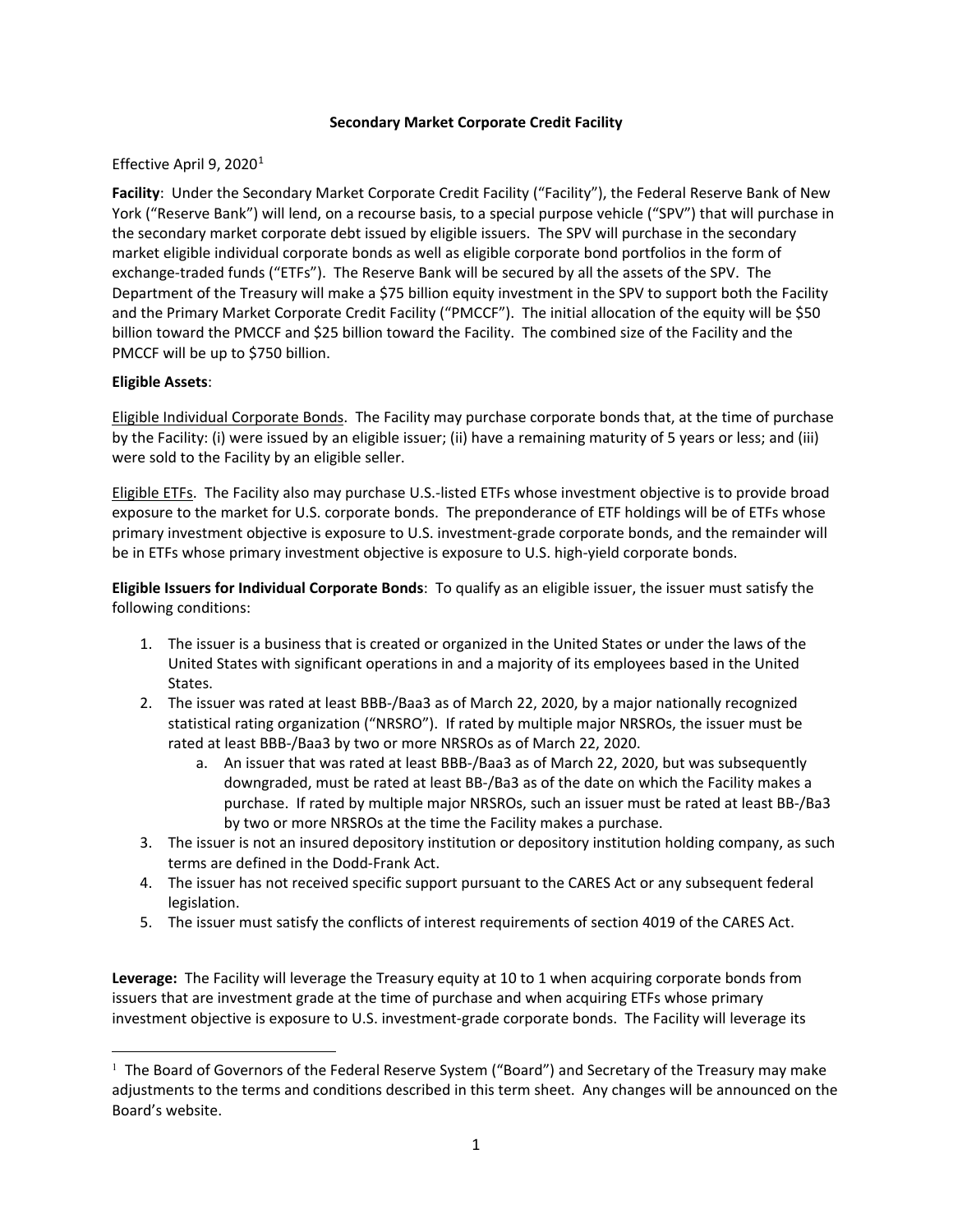# Secondary Market Corporate Credit Facility

Effective April 9, 2020[1]

**Facility**: Under the Secondary Market Corporate Credit Facility ("Facility"), the Federal Reserve Bank of New York ("Reserve Bank") will lend, on a recourse basis, to a special purpose vehicle ("SPV") that will purchase in the secondary market corporate debt issued by eligible issuers. The SPV will purchase in the secondary market eligible individual corporate bonds as well as eligible corporate bond portfolios in the form of exchange-traded funds ("ETFs"). The Reserve Bank will be secured by all the assets of the SPV. The Department of the Treasury will make a $75 billion equity investment in the SPV to support both the Facility and the Primary Market Corporate Credit Facility ("PMCCF"). The initial allocation of the equity will be $50 billion toward the PMCCF and $25 billion toward the Facility. The combined size of the Facility and the PMCCF will be up to $750 billion.

**Eligible Assets**:

Eligible Individual Corporate Bonds. The Facility may purchase corporate bonds that, at the time of purchase by the Facility: (i) were issued by an eligible issuer; (ii) have a remaining maturity of 5 years or less; and (iii) were sold to the Facility by an eligible seller.

Eligible ETFs. The Facility also may purchase U.S.-listed ETFs whose investment objective is to provide broad exposure to the market for U.S. corporate bonds. The preponderance of ETF holdings will be of ETFs whose primary investment objective is exposure to U.S. investment-grade corporate bonds, and the remainder will be in ETFs whose primary investment objective is exposure to U.S. high-yield corporate bonds.

**Eligible Issuers for Individual Corporate Bonds**: To qualify as an eligible issuer, the issuer must satisfy the following conditions:

1. The issuer is a business that is created or organized in the United States or under the laws of the United States with significant operations in and a majority of its employees based in the United States.
2. The issuer was rated at least BBB-/Baa3 as of March 22, 2020, by a major nationally recognized statistical rating organization ("NRSRO"). If rated by multiple major NRSROs, the issuer must be rated at least BBB-/Baa3 by two or more NRSROs as of March 22, 2020.
   a. An issuer that was rated at least BBB-/Baa3 as of March 22, 2020, but was subsequently downgraded, must be rated at least BB-/Ba3 as of the date on which the Facility makes a purchase. If rated by multiple major NRSROs, such an issuer must be rated at least BB-/Ba3 by two or more NRSROs at the time the Facility makes a purchase.
3. The issuer is not an insured depository institution or depository institution holding company, as such terms are defined in the Dodd-Frank Act.
4. The issuer has not received specific support pursuant to the CARES Act or any subsequent federal legislation.
5. The issuer must satisfy the conflicts of interest requirements of section 4019 of the CARES Act.

**Leverage:** The Facility will leverage the Treasury equity at 10 to 1 when acquiring corporate bonds from issuers that are investment grade at the time of purchase and when acquiring ETFs whose primary investment objective is exposure to U.S. investment-grade corporate bonds. The Facility will leverage its

[1] The Board of Governors of the Federal Reserve System ("Board") and Secretary of the Treasury may make adjustments to the terms and conditions described in this term sheet. Any changes will be announced on the Board's website.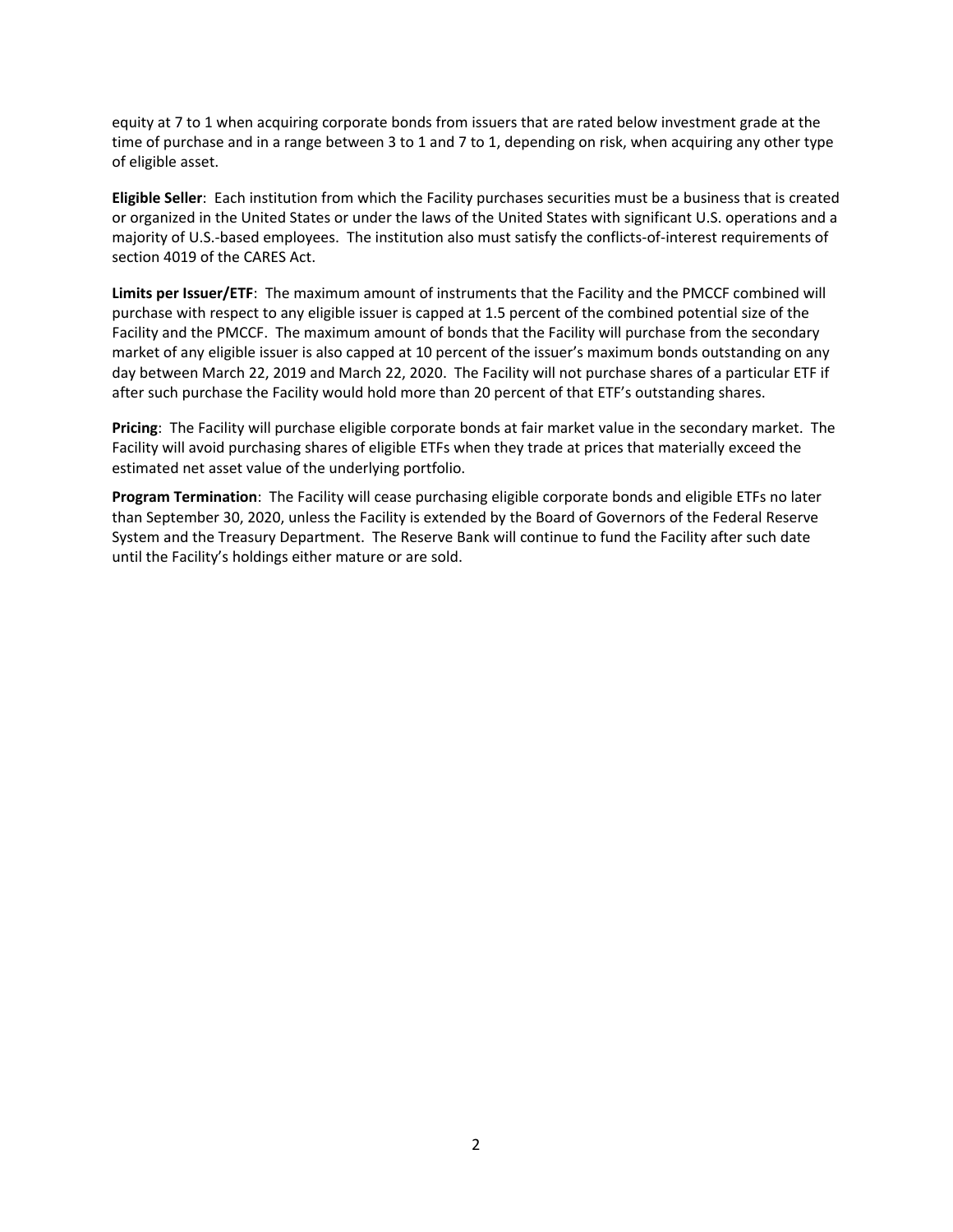equity at 7 to 1 when acquiring corporate bonds from issuers that are rated below investment grade at the time of purchase and in a range between 3 to 1 and 7 to 1, depending on risk, when acquiring any other type of eligible asset.

**Eligible Seller**: Each institution from which the Facility purchases securities must be a business that is created or organized in the United States or under the laws of the United States with significant U.S. operations and a majority of U.S.-based employees. The institution also must satisfy the conflicts-of-interest requirements of section 4019 of the CARES Act.

**Limits per Issuer/ETF**: The maximum amount of instruments that the Facility and the PMCCF combined will purchase with respect to any eligible issuer is capped at 1.5 percent of the combined potential size of the Facility and the PMCCF. The maximum amount of bonds that the Facility will purchase from the secondary market of any eligible issuer is also capped at 10 percent of the issuer's maximum bonds outstanding on any day between March 22, 2019 and March 22, 2020. The Facility will not purchase shares of a particular ETF if after such purchase the Facility would hold more than 20 percent of that ETF's outstanding shares.

**Pricing**: The Facility will purchase eligible corporate bonds at fair market value in the secondary market. The Facility will avoid purchasing shares of eligible ETFs when they trade at prices that materially exceed the estimated net asset value of the underlying portfolio.

**Program Termination**: The Facility will cease purchasing eligible corporate bonds and eligible ETFs no later than September 30, 2020, unless the Facility is extended by the Board of Governors of the Federal Reserve System and the Treasury Department. The Reserve Bank will continue to fund the Facility after such date until the Facility's holdings either mature or are sold.